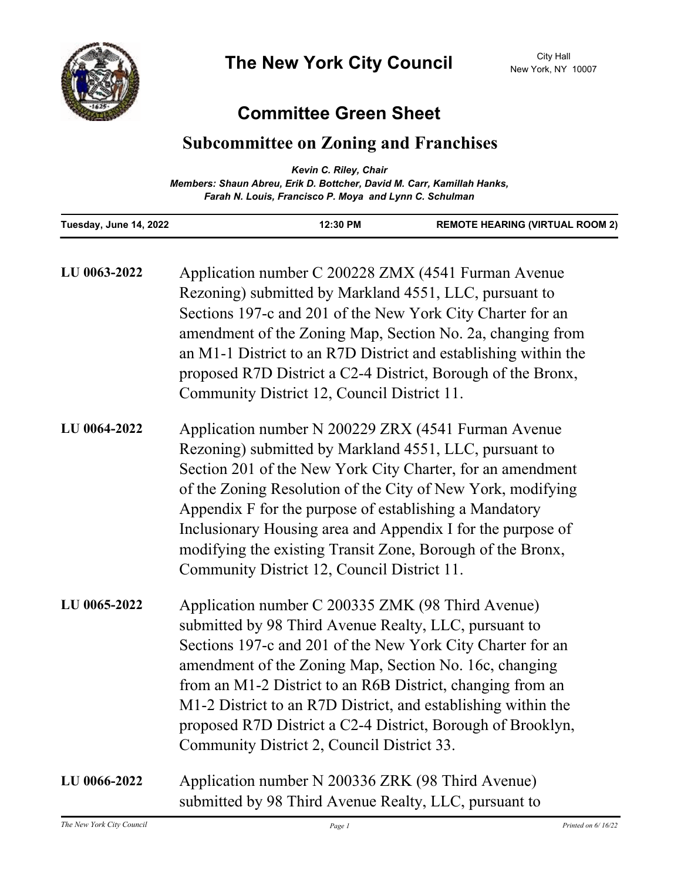# The New York City Council

City Hall
New York, NY 10007

## Committee Green Sheet

## Subcommittee on Zoning and Franchises

***Kevin C. Riley, Chair***
***Members: Shaun Abreu, Erik D. Bottcher, David M. Carr, Kamillah Hanks, Farah N. Louis, Francisco P. Moya and Lynn C. Schulman***

| Tuesday, June 14, 2022 | 12:30 PM | REMOTE HEARING (VIRTUAL ROOM 2) |
|---|---|---|

**LU 0063-2022** Application number C 200228 ZMX (4541 Furman Avenue Rezoning) submitted by Markland 4551, LLC, pursuant to Sections 197-c and 201 of the New York City Charter for an amendment of the Zoning Map, Section No. 2a, changing from an M1-1 District to an R7D District and establishing within the proposed R7D District a C2-4 District, Borough of the Bronx, Community District 12, Council District 11.

**LU 0064-2022** Application number N 200229 ZRX (4541 Furman Avenue Rezoning) submitted by Markland 4551, LLC, pursuant to Section 201 of the New York City Charter, for an amendment of the Zoning Resolution of the City of New York, modifying Appendix F for the purpose of establishing a Mandatory Inclusionary Housing area and Appendix I for the purpose of modifying the existing Transit Zone, Borough of the Bronx, Community District 12, Council District 11.

**LU 0065-2022** Application number C 200335 ZMK (98 Third Avenue) submitted by 98 Third Avenue Realty, LLC, pursuant to Sections 197-c and 201 of the New York City Charter for an amendment of the Zoning Map, Section No. 16c, changing from an M1-2 District to an R6B District, changing from an M1-2 District to an R7D District, and establishing within the proposed R7D District a C2-4 District, Borough of Brooklyn, Community District 2, Council District 33.

**LU 0066-2022** Application number N 200336 ZRK (98 Third Avenue) submitted by 98 Third Avenue Realty, LLC, pursuant to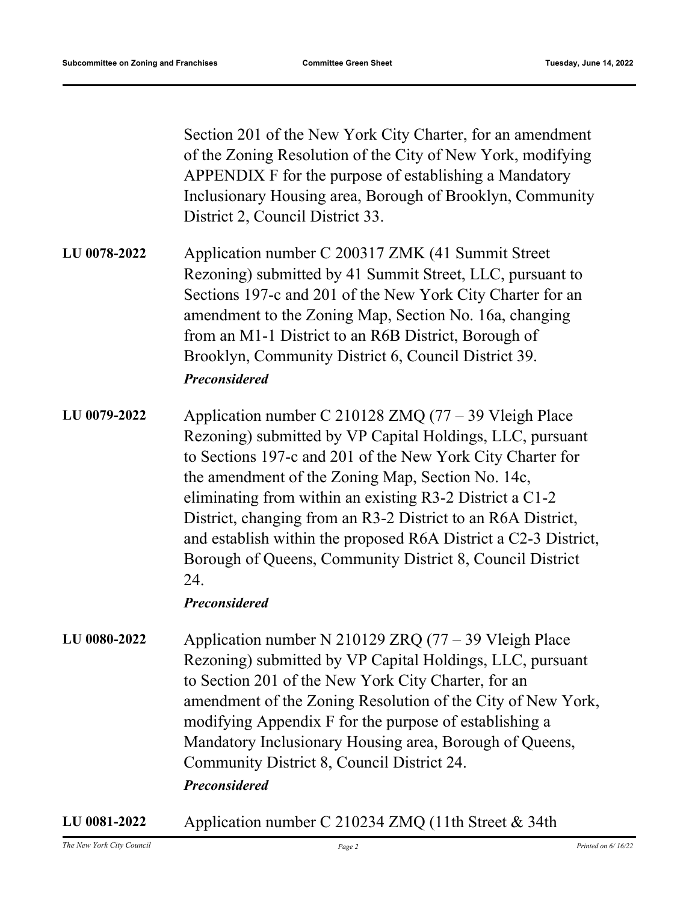Section 201 of the New York City Charter, for an amendment of the Zoning Resolution of the City of New York, modifying APPENDIX F for the purpose of establishing a Mandatory Inclusionary Housing area, Borough of Brooklyn, Community District 2, Council District 33.

**LU 0078-2022**

Application number C 200317 ZMK (41 Summit Street Rezoning) submitted by 41 Summit Street, LLC, pursuant to Sections 197-c and 201 of the New York City Charter for an amendment to the Zoning Map, Section No. 16a, changing from an M1-1 District to an R6B District, Borough of Brooklyn, Community District 6, Council District 39.

***Preconsidered***

**LU 0079-2022**

Application number C 210128 ZMQ (77 – 39 Vleigh Place Rezoning) submitted by VP Capital Holdings, LLC, pursuant to Sections 197-c and 201 of the New York City Charter for the amendment of the Zoning Map, Section No. 14c, eliminating from within an existing R3-2 District a C1-2 District, changing from an R3-2 District to an R6A District, and establish within the proposed R6A District a C2-3 District, Borough of Queens, Community District 8, Council District 24.

***Preconsidered***

**LU 0080-2022**

Application number N 210129 ZRQ (77 – 39 Vleigh Place Rezoning) submitted by VP Capital Holdings, LLC, pursuant to Section 201 of the New York City Charter, for an amendment of the Zoning Resolution of the City of New York, modifying Appendix F for the purpose of establishing a Mandatory Inclusionary Housing area, Borough of Queens, Community District 8, Council District 24.

***Preconsidered***

**LU 0081-2022**

Application number C 210234 ZMQ (11th Street & 34th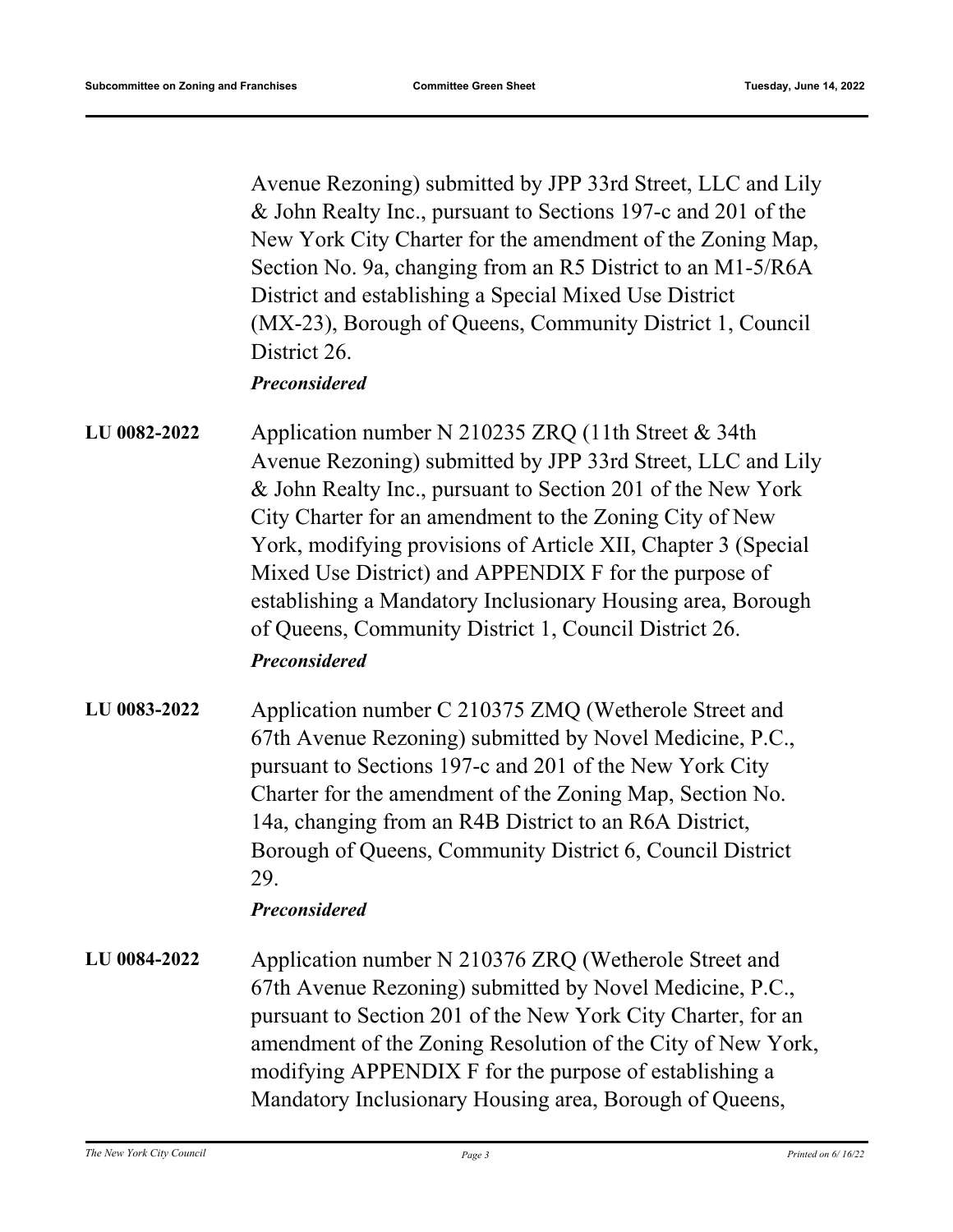Avenue Rezoning) submitted by JPP 33rd Street, LLC and Lily & John Realty Inc., pursuant to Sections 197-c and 201 of the New York City Charter for the amendment of the Zoning Map, Section No. 9a, changing from an R5 District to an M1-5/R6A District and establishing a Special Mixed Use District (MX-23), Borough of Queens, Community District 1, Council District 26.

***Preconsidered***

**LU 0082-2022** Application number N 210235 ZRQ (11th Street & 34th Avenue Rezoning) submitted by JPP 33rd Street, LLC and Lily & John Realty Inc., pursuant to Section 201 of the New York City Charter for an amendment to the Zoning City of New York, modifying provisions of Article XII, Chapter 3 (Special Mixed Use District) and APPENDIX F for the purpose of establishing a Mandatory Inclusionary Housing area, Borough of Queens, Community District 1, Council District 26.

***Preconsidered***

**LU 0083-2022** Application number C 210375 ZMQ (Wetherole Street and 67th Avenue Rezoning) submitted by Novel Medicine, P.C., pursuant to Sections 197-c and 201 of the New York City Charter for the amendment of the Zoning Map, Section No. 14a, changing from an R4B District to an R6A District, Borough of Queens, Community District 6, Council District 29.

***Preconsidered***

**LU 0084-2022** Application number N 210376 ZRQ (Wetherole Street and 67th Avenue Rezoning) submitted by Novel Medicine, P.C., pursuant to Section 201 of the New York City Charter, for an amendment of the Zoning Resolution of the City of New York, modifying APPENDIX F for the purpose of establishing a Mandatory Inclusionary Housing area, Borough of Queens,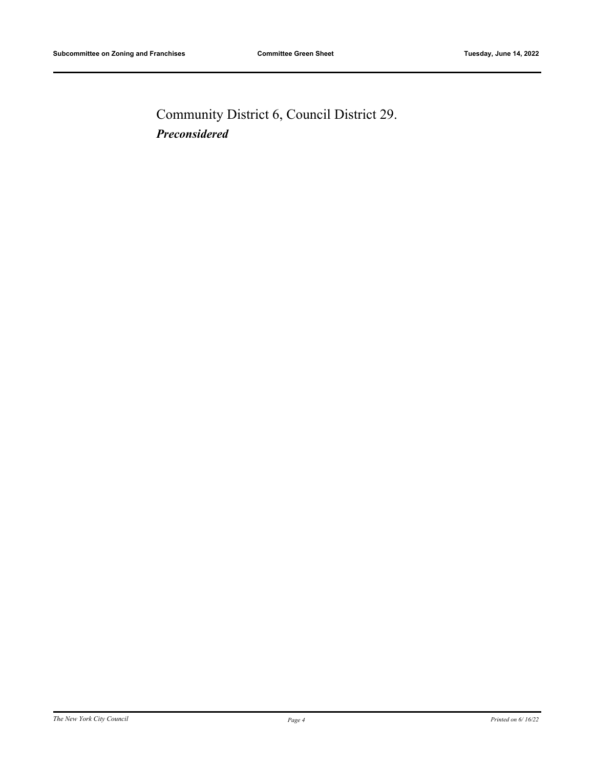Community District 6, Council District 29.

***Preconsidered***